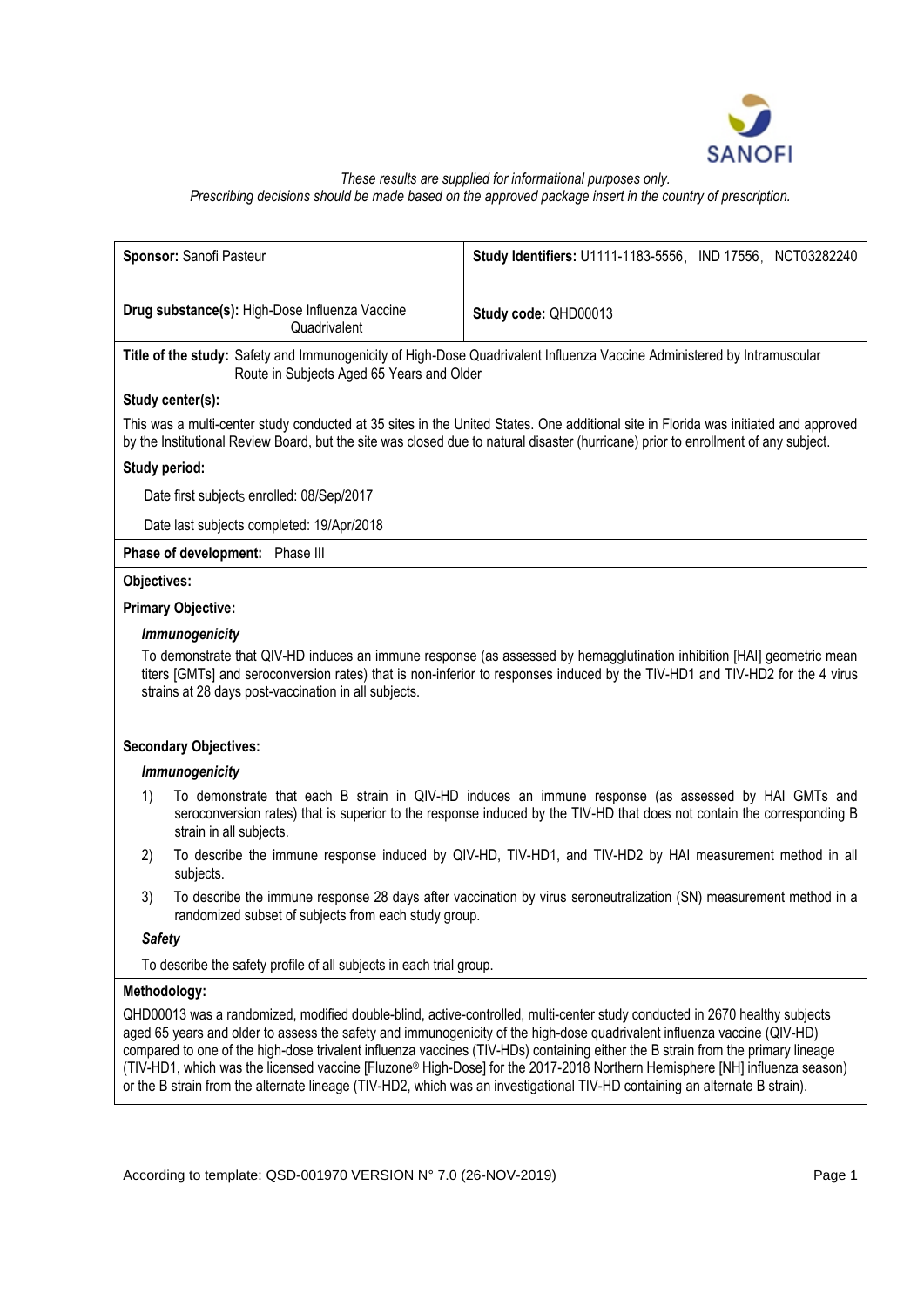*These results are supplied for informational purposes only.*
*Prescribing decisions should be made based on the approved package insert in the country of prescription.*

| | |
|---|---|
| **Sponsor:** Sanofi Pasteur | **Study Identifiers:** U1111-1183-5556, IND 17556, NCT03282240 |
| **Drug substance(s):** High-Dose Influenza Vaccine Quadrivalent | **Study code:** QHD00013 |

**Title of the study:** Safety and Immunogenicity of High-Dose Quadrivalent Influenza Vaccine Administered by Intramuscular Route in Subjects Aged 65 Years and Older

**Study center(s):**

This was a multi-center study conducted at 35 sites in the United States. One additional site in Florida was initiated and approved by the Institutional Review Board, but the site was closed due to natural disaster (hurricane) prior to enrollment of any subject.

**Study period:**

Date first subjects enrolled: 08/Sep/2017

Date last subjects completed: 19/Apr/2018

**Phase of development:** Phase III

**Objectives:**

**Primary Objective:**

***Immunogenicity***

To demonstrate that QIV-HD induces an immune response (as assessed by hemagglutination inhibition [HAI] geometric mean titers [GMTs] and seroconversion rates) that is non-inferior to responses induced by the TIV-HD1 and TIV-HD2 for the 4 virus strains at 28 days post-vaccination in all subjects.

**Secondary Objectives:**

***Immunogenicity***

1) To demonstrate that each B strain in QIV-HD induces an immune response (as assessed by HAI GMTs and seroconversion rates) that is superior to the response induced by the TIV-HD that does not contain the corresponding B strain in all subjects.
2) To describe the immune response induced by QIV-HD, TIV-HD1, and TIV-HD2 by HAI measurement method in all subjects.
3) To describe the immune response 28 days after vaccination by virus seroneutralization (SN) measurement method in a randomized subset of subjects from each study group.

***Safety***

To describe the safety profile of all subjects in each trial group.

**Methodology:**

QHD00013 was a randomized, modified double-blind, active-controlled, multi-center study conducted in 2670 healthy subjects aged 65 years and older to assess the safety and immunogenicity of the high-dose quadrivalent influenza vaccine (QIV-HD) compared to one of the high-dose trivalent influenza vaccines (TIV-HDs) containing either the B strain from the primary lineage (TIV-HD1, which was the licensed vaccine [Fluzone® High-Dose] for the 2017-2018 Northern Hemisphere [NH] influenza season) or the B strain from the alternate lineage (TIV-HD2, which was an investigational TIV-HD containing an alternate B strain).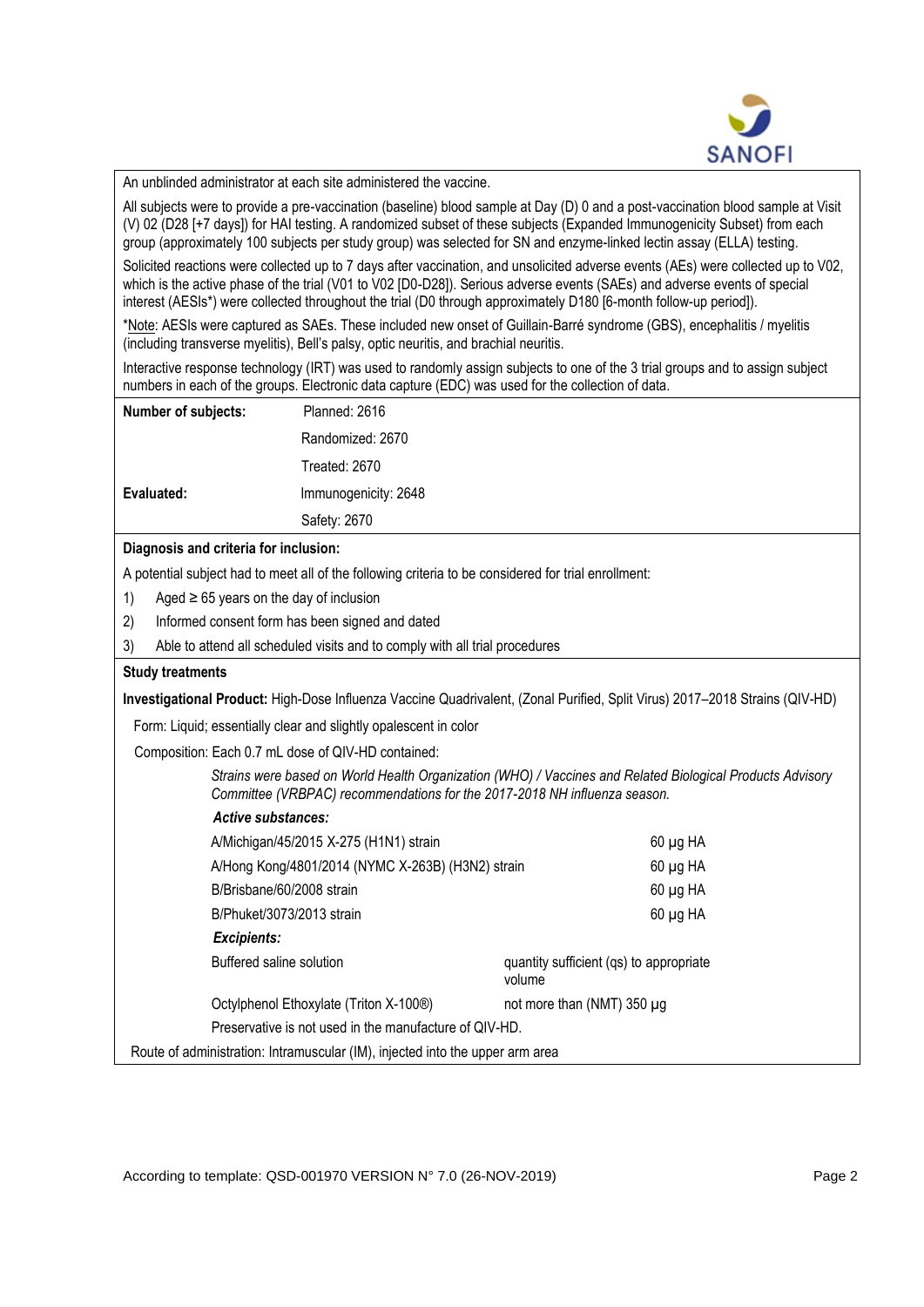An unblinded administrator at each site administered the vaccine.

All subjects were to provide a pre-vaccination (baseline) blood sample at Day (D) 0 and a post-vaccination blood sample at Visit (V) 02 (D28 [+7 days]) for HAI testing. A randomized subset of these subjects (Expanded Immunogenicity Subset) from each group (approximately 100 subjects per study group) was selected for SN and enzyme-linked lectin assay (ELLA) testing.

Solicited reactions were collected up to 7 days after vaccination, and unsolicited adverse events (AEs) were collected up to V02, which is the active phase of the trial (V01 to V02 [D0-D28]). Serious adverse events (SAEs) and adverse events of special interest (AESIs*) were collected throughout the trial (D0 through approximately D180 [6-month follow-up period]).

*Note: AESIs were captured as SAEs. These included new onset of Guillain-Barré syndrome (GBS), encephalitis / myelitis (including transverse myelitis), Bell's palsy, optic neuritis, and brachial neuritis.

Interactive response technology (IRT) was used to randomly assign subjects to one of the 3 trial groups and to assign subject numbers in each of the groups. Electronic data capture (EDC) was used for the collection of data.

| | |
|---|---|
| **Number of subjects:** | Planned: 2616 |
| | Randomized: 2670 |
| | Treated: 2670 |
| **Evaluated:** | Immunogenicity: 2648 |
| | Safety: 2670 |

**Diagnosis and criteria for inclusion:**

A potential subject had to meet all of the following criteria to be considered for trial enrollment:

1) Aged ≥ 65 years on the day of inclusion
2) Informed consent form has been signed and dated
3) Able to attend all scheduled visits and to comply with all trial procedures

**Study treatments**

**Investigational Product:** High-Dose Influenza Vaccine Quadrivalent, (Zonal Purified, Split Virus) 2017–2018 Strains (QIV-HD)

Form: Liquid; essentially clear and slightly opalescent in color

Composition: Each 0.7 mL dose of QIV-HD contained:

*Strains were based on World Health Organization (WHO) / Vaccines and Related Biological Products Advisory Committee (VRBPAC) recommendations for the 2017-2018 NH influenza season.*

***Active substances:***

| | |
|---|---|
| A/Michigan/45/2015 X-275 (H1N1) strain | 60 µg HA |
| A/Hong Kong/4801/2014 (NYMC X-263B) (H3N2) strain | 60 µg HA |
| B/Brisbane/60/2008 strain | 60 µg HA |
| B/Phuket/3073/2013 strain | 60 µg HA |

***Excipients:***

| | |
|---|---|
| Buffered saline solution | quantity sufficient (qs) to appropriate volume |
| Octylphenol Ethoxylate (Triton X-100®) | not more than (NMT) 350 µg |

Preservative is not used in the manufacture of QIV-HD.

Route of administration: Intramuscular (IM), injected into the upper arm area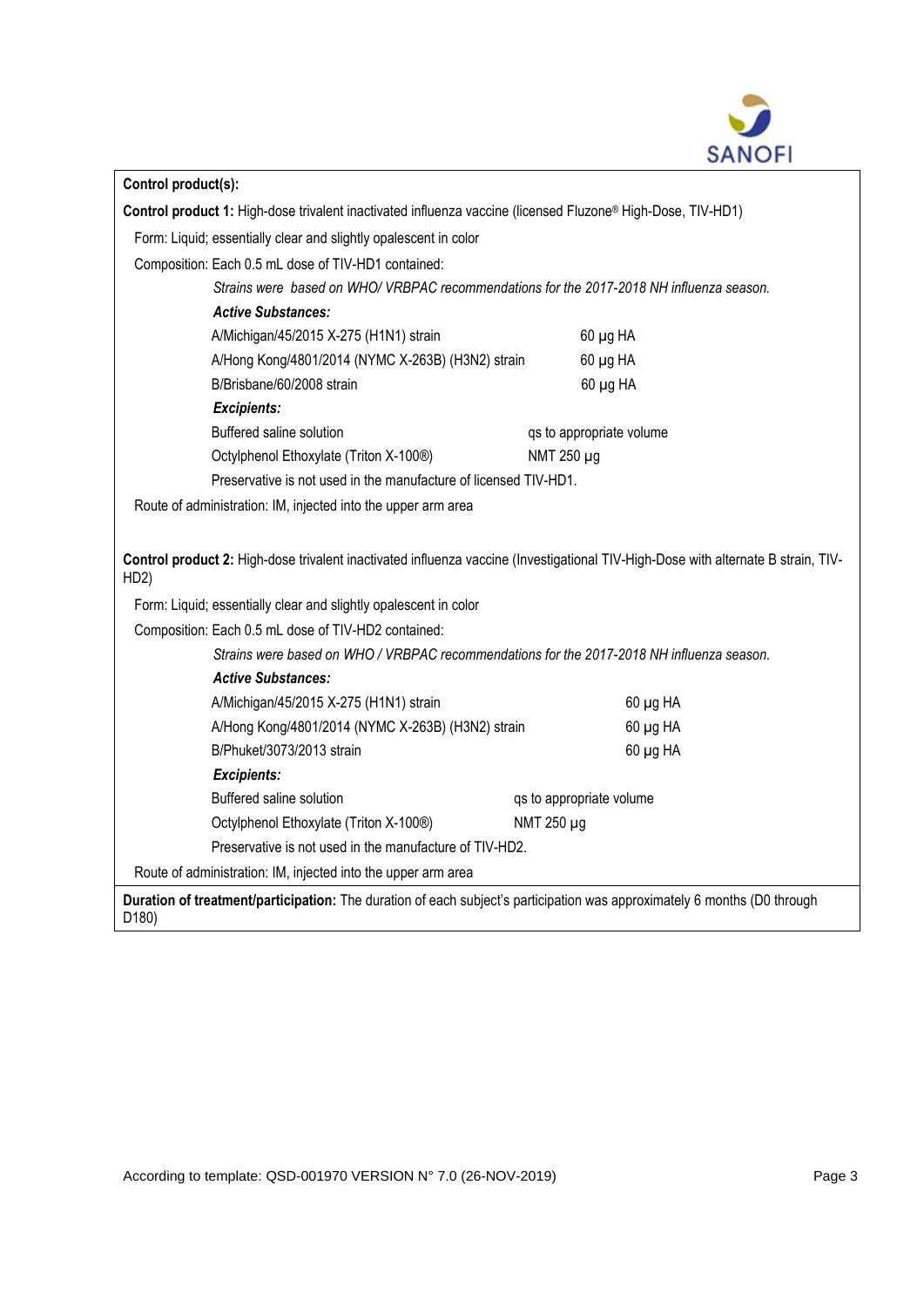**Control product(s):**

**Control product 1:** High-dose trivalent inactivated influenza vaccine (licensed Fluzone® High-Dose, TIV-HD1)

Form: Liquid; essentially clear and slightly opalescent in color

Composition: Each 0.5 mL dose of TIV-HD1 contained:

*Strains were based on WHO/ VRBPAC recommendations for the 2017-2018 NH influenza season.*

***Active Substances:***

| | |
|---|---|
| A/Michigan/45/2015 X-275 (H1N1) strain | 60 µg HA |
| A/Hong Kong/4801/2014 (NYMC X-263B) (H3N2) strain | 60 µg HA |
| B/Brisbane/60/2008 strain | 60 µg HA |

***Excipients:***

| | |
|---|---|
| Buffered saline solution | qs to appropriate volume |
| Octylphenol Ethoxylate (Triton X-100®) | NMT 250 µg |

Preservative is not used in the manufacture of licensed TIV-HD1.

Route of administration: IM, injected into the upper arm area

**Control product 2:** High-dose trivalent inactivated influenza vaccine (Investigational TIV-High-Dose with alternate B strain, TIV-HD2)

Form: Liquid; essentially clear and slightly opalescent in color

Composition: Each 0.5 mL dose of TIV-HD2 contained:

*Strains were based on WHO / VRBPAC recommendations for the 2017-2018 NH influenza season.*

***Active Substances:***

| | |
|---|---|
| A/Michigan/45/2015 X-275 (H1N1) strain | 60 µg HA |
| A/Hong Kong/4801/2014 (NYMC X-263B) (H3N2) strain | 60 µg HA |
| B/Phuket/3073/2013 strain | 60 µg HA |

***Excipients:***

| | |
|---|---|
| Buffered saline solution | qs to appropriate volume |
| Octylphenol Ethoxylate (Triton X-100®) | NMT 250 µg |

Preservative is not used in the manufacture of TIV-HD2.

Route of administration: IM, injected into the upper arm area

**Duration of treatment/participation:** The duration of each subject's participation was approximately 6 months (D0 through D180)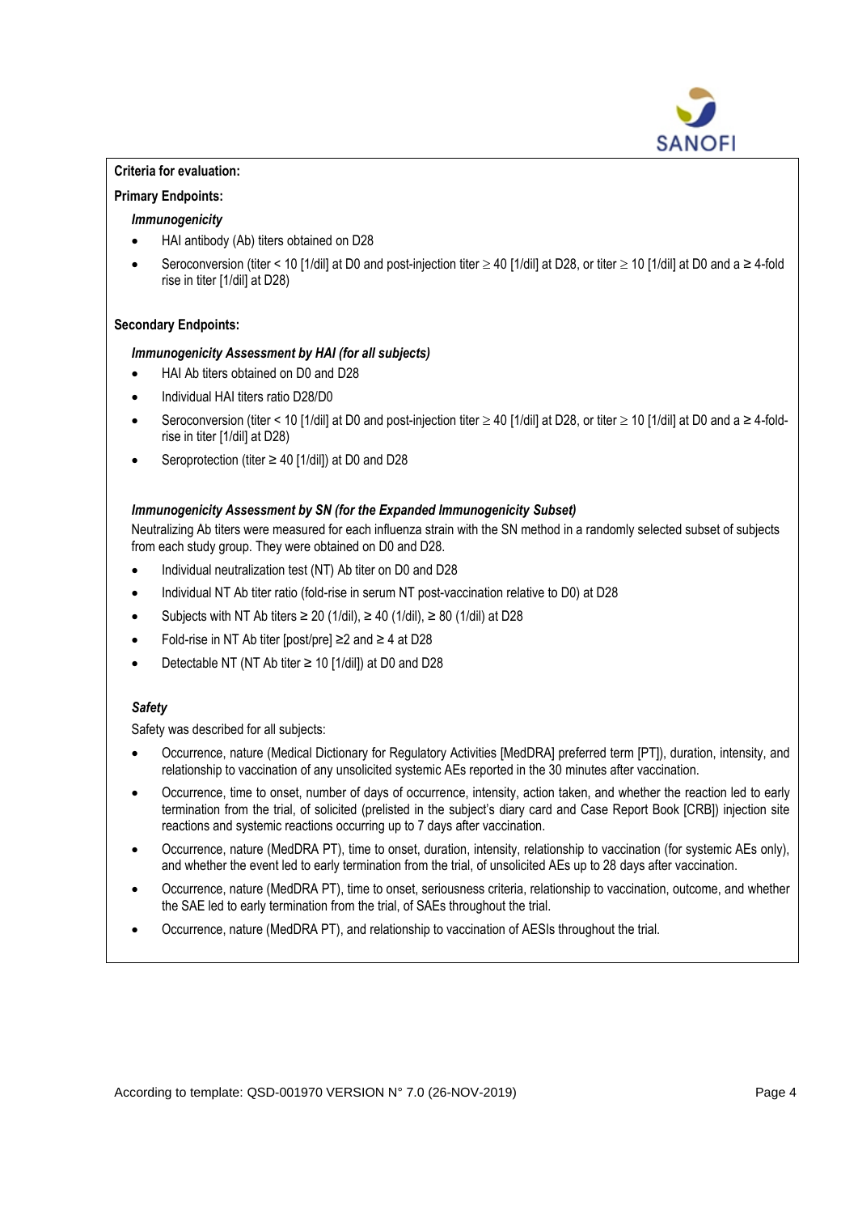**Criteria for evaluation:**

**Primary Endpoints:**

***Immunogenicity***

- HAI antibody (Ab) titers obtained on D28
- Seroconversion (titer < 10 [1/dil] at D0 and post-injection titer ≥ 40 [1/dil] at D28, or titer ≥ 10 [1/dil] at D0 and a ≥ 4-fold rise in titer [1/dil] at D28)

**Secondary Endpoints:**

***Immunogenicity Assessment by HAI (for all subjects)***

- HAI Ab titers obtained on D0 and D28
- Individual HAI titers ratio D28/D0
- Seroconversion (titer < 10 [1/dil] at D0 and post-injection titer ≥ 40 [1/dil] at D28, or titer ≥ 10 [1/dil] at D0 and a ≥ 4-fold-rise in titer [1/dil] at D28)
- Seroprotection (titer ≥ 40 [1/dil]) at D0 and D28

***Immunogenicity Assessment by SN (for the Expanded Immunogenicity Subset)***

Neutralizing Ab titers were measured for each influenza strain with the SN method in a randomly selected subset of subjects from each study group. They were obtained on D0 and D28.

- Individual neutralization test (NT) Ab titer on D0 and D28
- Individual NT Ab titer ratio (fold-rise in serum NT post-vaccination relative to D0) at D28
- Subjects with NT Ab titers ≥ 20 (1/dil), ≥ 40 (1/dil), ≥ 80 (1/dil) at D28
- Fold-rise in NT Ab titer [post/pre] ≥2 and ≥ 4 at D28
- Detectable NT (NT Ab titer ≥ 10 [1/dil]) at D0 and D28

***Safety***

Safety was described for all subjects:

- Occurrence, nature (Medical Dictionary for Regulatory Activities [MedDRA] preferred term [PT]), duration, intensity, and relationship to vaccination of any unsolicited systemic AEs reported in the 30 minutes after vaccination.
- Occurrence, time to onset, number of days of occurrence, intensity, action taken, and whether the reaction led to early termination from the trial, of solicited (prelisted in the subject's diary card and Case Report Book [CRB]) injection site reactions and systemic reactions occurring up to 7 days after vaccination.
- Occurrence, nature (MedDRA PT), time to onset, duration, intensity, relationship to vaccination (for systemic AEs only), and whether the event led to early termination from the trial, of unsolicited AEs up to 28 days after vaccination.
- Occurrence, nature (MedDRA PT), time to onset, seriousness criteria, relationship to vaccination, outcome, and whether the SAE led to early termination from the trial, of SAEs throughout the trial.
- Occurrence, nature (MedDRA PT), and relationship to vaccination of AESIs throughout the trial.

According to template: QSD-001970 VERSION N° 7.0 (26-NOV-2019)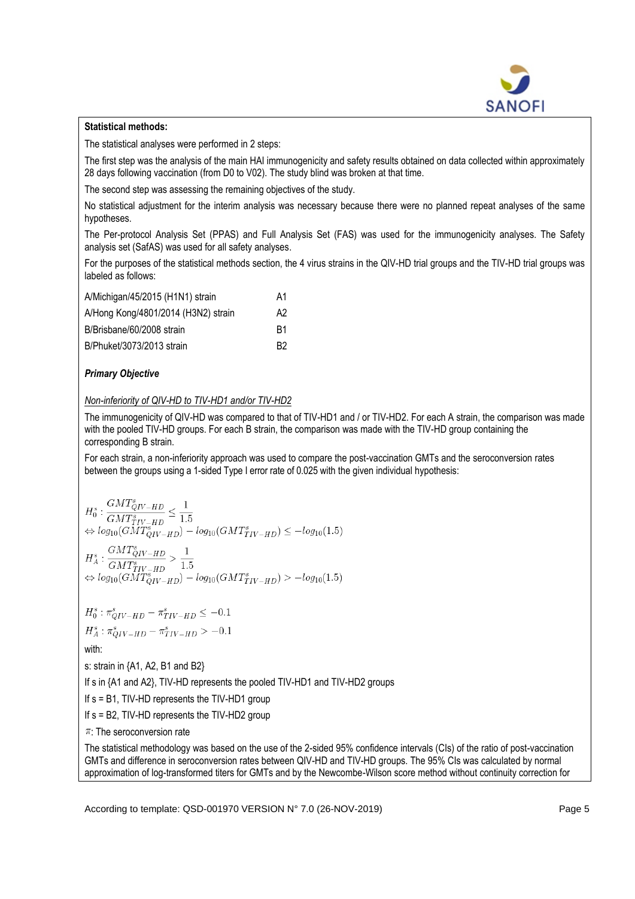**Statistical methods:**

The statistical analyses were performed in 2 steps:

The first step was the analysis of the main HAI immunogenicity and safety results obtained on data collected within approximately 28 days following vaccination (from D0 to V02). The study blind was broken at that time.

The second step was assessing the remaining objectives of the study.

No statistical adjustment for the interim analysis was necessary because there were no planned repeat analyses of the same hypotheses.

The Per-protocol Analysis Set (PPAS) and Full Analysis Set (FAS) was used for the immunogenicity analyses. The Safety analysis set (SafAS) was used for all safety analyses.

For the purposes of the statistical methods section, the 4 virus strains in the QIV-HD trial groups and the TIV-HD trial groups was labeled as follows:

| | |
|---|---|
| A/Michigan/45/2015 (H1N1) strain | A1 |
| A/Hong Kong/4801/2014 (H3N2) strain | A2 |
| B/Brisbane/60/2008 strain | B1 |
| B/Phuket/3073/2013 strain | B2 |

***Primary Objective***

*Non-inferiority of QIV-HD to TIV-HD1 and/or TIV-HD2*

The immunogenicity of QIV-HD was compared to that of TIV-HD1 and / or TIV-HD2. For each A strain, the comparison was made with the pooled TIV-HD groups. For each B strain, the comparison was made with the TIV-HD group containing the corresponding B strain.

For each strain, a non-inferiority approach was used to compare the post-vaccination GMTs and the seroconversion rates between the groups using a 1-sided Type I error rate of 0.025 with the given individual hypothesis:

$$H_0^s : \frac{GMT_{QIV-HD}^s}{GMT_{TIV-HD}^s} \leq \frac{1}{1.5}$$
$$\Leftrightarrow log_{10}(GMT_{QIV-HD}^s) - log_{10}(GMT_{TIV-HD}^s) \leq -log_{10}(1.5)$$

$$H_A^s : \frac{GMT_{QIV-HD}^s}{GMT_{TIV-HD}^s} > \frac{1}{1.5}$$
$$\Leftrightarrow log_{10}(GMT_{QIV-HD}^s) - log_{10}(GMT_{TIV-HD}^s) > -log_{10}(1.5)$$

$$H_0^s : \pi_{QIV-HD}^s - \pi_{TIV-HD}^s \leq -0.1$$
$$H_A^s : \pi_{QIV-HD}^s - \pi_{TIV-HD}^s > -0.1$$

with:

s: strain in {A1, A2, B1 and B2}

If s in {A1 and A2}, TIV-HD represents the pooled TIV-HD1 and TIV-HD2 groups

If s = B1, TIV-HD represents the TIV-HD1 group

If s = B2, TIV-HD represents the TIV-HD2 group

$\pi$: The seroconversion rate

The statistical methodology was based on the use of the 2-sided 95% confidence intervals (CIs) of the ratio of post-vaccination GMTs and difference in seroconversion rates between QIV-HD and TIV-HD groups. The 95% CIs was calculated by normal approximation of log-transformed titers for GMTs and by the Newcombe-Wilson score method without continuity correction for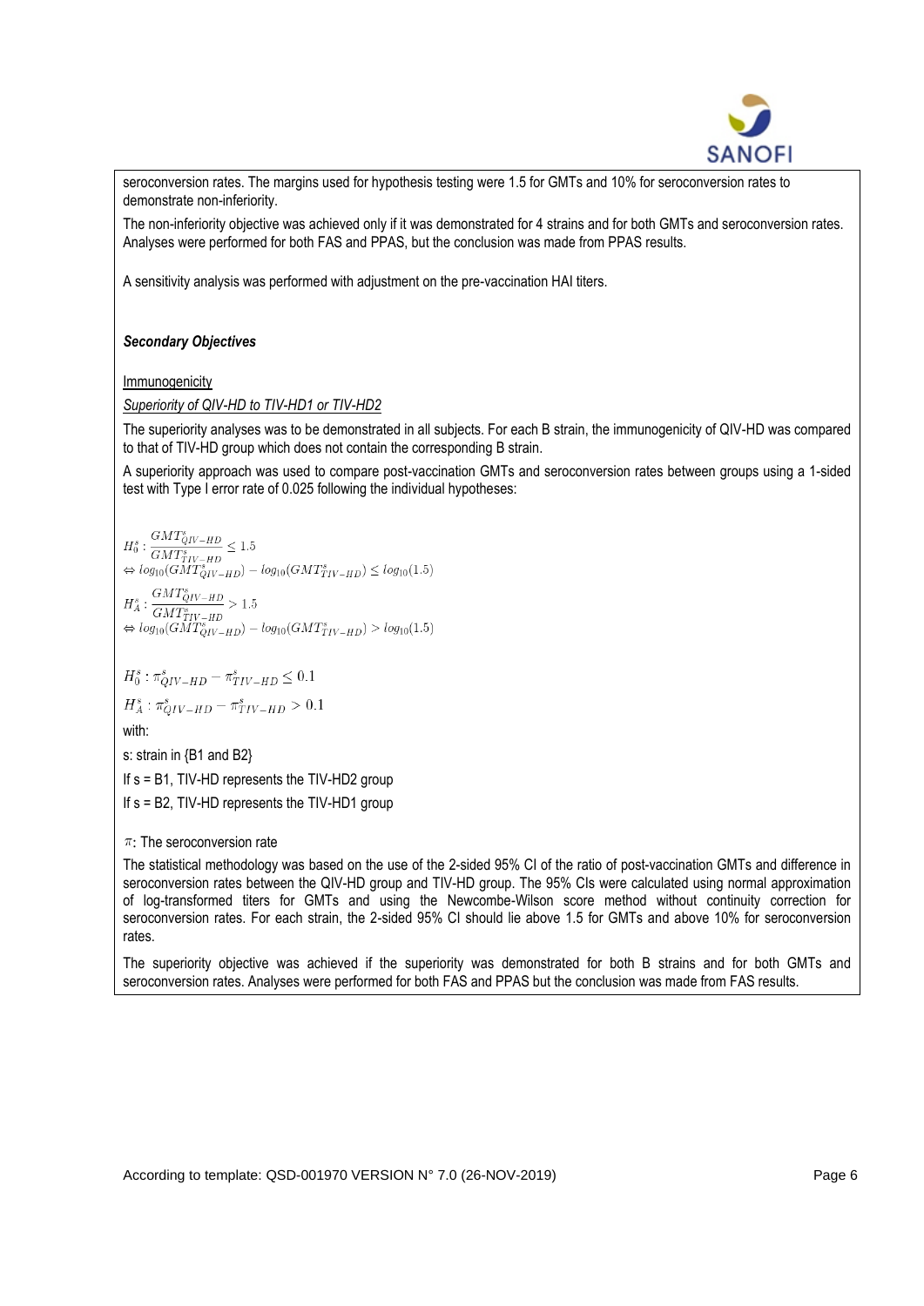seroconversion rates. The margins used for hypothesis testing were 1.5 for GMTs and 10% for seroconversion rates to demonstrate non-inferiority.

The non-inferiority objective was achieved only if it was demonstrated for 4 strains and for both GMTs and seroconversion rates. Analyses were performed for both FAS and PPAS, but the conclusion was made from PPAS results.

A sensitivity analysis was performed with adjustment on the pre-vaccination HAI titers.

***Secondary Objectives***

Immunogenicity

*Superiority of QIV-HD to TIV-HD1 or TIV-HD2*

The superiority analyses was to be demonstrated in all subjects. For each B strain, the immunogenicity of QIV-HD was compared to that of TIV-HD group which does not contain the corresponding B strain.

A superiority approach was used to compare post-vaccination GMTs and seroconversion rates between groups using a 1-sided test with Type I error rate of 0.025 following the individual hypotheses:

$$H_0^s : \frac{GMT_{QIV-HD}^s}{GMT_{TIV-HD}^s} \leq 1.5$$
$$\Leftrightarrow log_{10}(GMT_{QIV-HD}^s) - log_{10}(GMT_{TIV-HD}^s) \leq log_{10}(1.5)$$
$$H_A^s : \frac{GMT_{QIV-HD}^s}{GMT_{TIV-HD}^s} > 1.5$$
$$\Leftrightarrow log_{10}(GMT_{QIV-HD}^s) - log_{10}(GMT_{TIV-HD}^s) > log_{10}(1.5)$$

$$H_0^s : \pi_{QIV-HD}^s - \pi_{TIV-HD}^s \leq 0.1$$
$$H_A^s : \pi_{QIV-HD}^s - \pi_{TIV-HD}^s > 0.1$$

with:

s: strain in {B1 and B2}

If s = B1, TIV-HD represents the TIV-HD2 group

If s = B2, TIV-HD represents the TIV-HD1 group

$\pi$: The seroconversion rate

The statistical methodology was based on the use of the 2-sided 95% CI of the ratio of post-vaccination GMTs and difference in seroconversion rates between the QIV-HD group and TIV-HD group. The 95% CIs were calculated using normal approximation of log-transformed titers for GMTs and using the Newcombe-Wilson score method without continuity correction for seroconversion rates. For each strain, the 2-sided 95% CI should lie above 1.5 for GMTs and above 10% for seroconversion rates.

The superiority objective was achieved if the superiority was demonstrated for both B strains and for both GMTs and seroconversion rates. Analyses were performed for both FAS and PPAS but the conclusion was made from FAS results.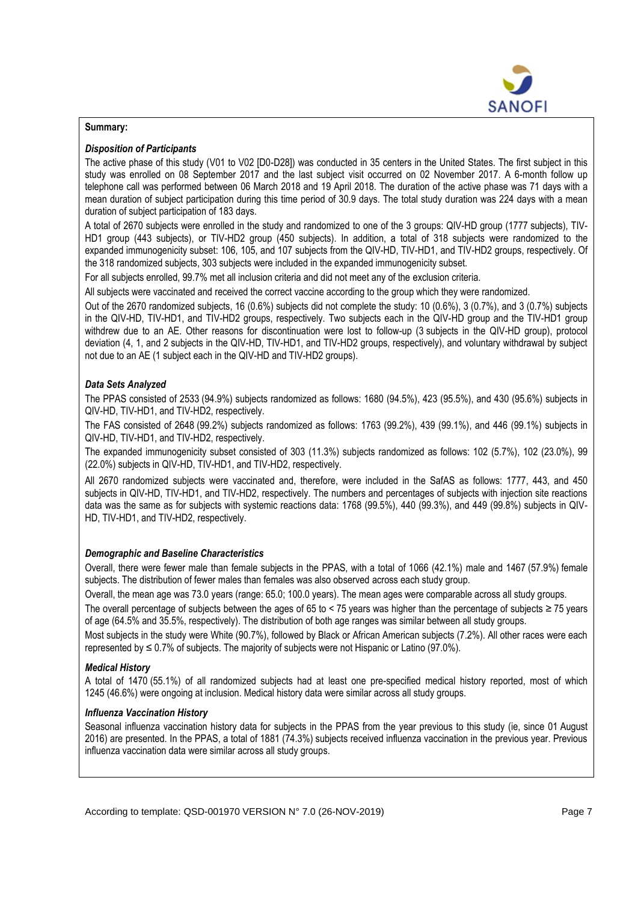**Summary:**

***Disposition of Participants***

The active phase of this study (V01 to V02 [D0-D28]) was conducted in 35 centers in the United States. The first subject in this study was enrolled on 08 September 2017 and the last subject visit occurred on 02 November 2017. A 6-month follow up telephone call was performed between 06 March 2018 and 19 April 2018. The duration of the active phase was 71 days with a mean duration of subject participation during this time period of 30.9 days. The total study duration was 224 days with a mean duration of subject participation of 183 days.

A total of 2670 subjects were enrolled in the study and randomized to one of the 3 groups: QIV-HD group (1777 subjects), TIV-HD1 group (443 subjects), or TIV-HD2 group (450 subjects). In addition, a total of 318 subjects were randomized to the expanded immunogenicity subset: 106, 105, and 107 subjects from the QIV-HD, TIV-HD1, and TIV-HD2 groups, respectively. Of the 318 randomized subjects, 303 subjects were included in the expanded immunogenicity subset.

For all subjects enrolled, 99.7% met all inclusion criteria and did not meet any of the exclusion criteria.

All subjects were vaccinated and received the correct vaccine according to the group which they were randomized.

Out of the 2670 randomized subjects, 16 (0.6%) subjects did not complete the study: 10 (0.6%), 3 (0.7%), and 3 (0.7%) subjects in the QIV-HD, TIV-HD1, and TIV-HD2 groups, respectively. Two subjects each in the QIV-HD group and the TIV-HD1 group withdrew due to an AE. Other reasons for discontinuation were lost to follow-up (3 subjects in the QIV-HD group), protocol deviation (4, 1, and 2 subjects in the QIV-HD, TIV-HD1, and TIV-HD2 groups, respectively), and voluntary withdrawal by subject not due to an AE (1 subject each in the QIV-HD and TIV-HD2 groups).

***Data Sets Analyzed***

The PPAS consisted of 2533 (94.9%) subjects randomized as follows: 1680 (94.5%), 423 (95.5%), and 430 (95.6%) subjects in QIV-HD, TIV-HD1, and TIV-HD2, respectively.

The FAS consisted of 2648 (99.2%) subjects randomized as follows: 1763 (99.2%), 439 (99.1%), and 446 (99.1%) subjects in QIV-HD, TIV-HD1, and TIV-HD2, respectively.

The expanded immunogenicity subset consisted of 303 (11.3%) subjects randomized as follows: 102 (5.7%), 102 (23.0%), 99 (22.0%) subjects in QIV-HD, TIV-HD1, and TIV-HD2, respectively.

All 2670 randomized subjects were vaccinated and, therefore, were included in the SafAS as follows: 1777, 443, and 450 subjects in QIV-HD, TIV-HD1, and TIV-HD2, respectively. The numbers and percentages of subjects with injection site reactions data was the same as for subjects with systemic reactions data: 1768 (99.5%), 440 (99.3%), and 449 (99.8%) subjects in QIV-HD, TIV-HD1, and TIV-HD2, respectively.

***Demographic and Baseline Characteristics***

Overall, there were fewer male than female subjects in the PPAS, with a total of 1066 (42.1%) male and 1467 (57.9%) female subjects. The distribution of fewer males than females was also observed across each study group.

Overall, the mean age was 73.0 years (range: 65.0; 100.0 years). The mean ages were comparable across all study groups.

The overall percentage of subjects between the ages of 65 to < 75 years was higher than the percentage of subjects ≥ 75 years of age (64.5% and 35.5%, respectively). The distribution of both age ranges was similar between all study groups.

Most subjects in the study were White (90.7%), followed by Black or African American subjects (7.2%). All other races were each represented by ≤ 0.7% of subjects. The majority of subjects were not Hispanic or Latino (97.0%).

***Medical History***

A total of 1470 (55.1%) of all randomized subjects had at least one pre-specified medical history reported, most of which 1245 (46.6%) were ongoing at inclusion. Medical history data were similar across all study groups.

***Influenza Vaccination History***

Seasonal influenza vaccination history data for subjects in the PPAS from the year previous to this study (ie, since 01 August 2016) are presented. In the PPAS, a total of 1881 (74.3%) subjects received influenza vaccination in the previous year. Previous influenza vaccination data were similar across all study groups.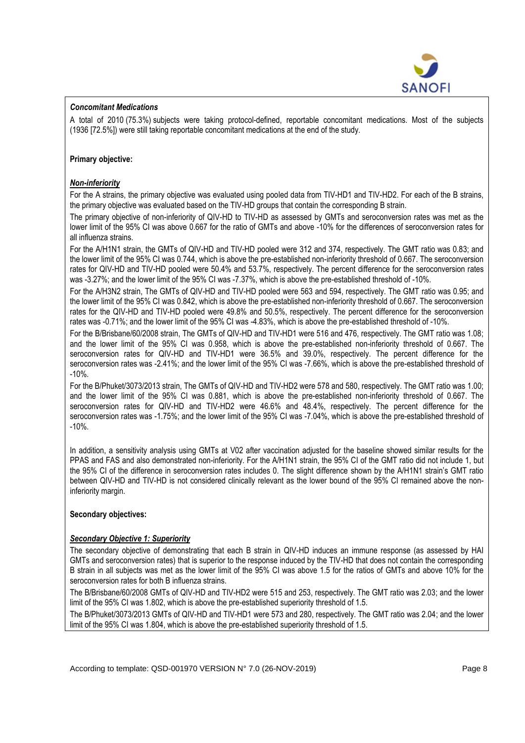***Concomitant Medications***

A total of 2010 (75.3%) subjects were taking protocol-defined, reportable concomitant medications. Most of the subjects (1936 [72.5%]) were still taking reportable concomitant medications at the end of the study.

**Primary objective:**

***Non-inferiority***

For the A strains, the primary objective was evaluated using pooled data from TIV-HD1 and TIV-HD2. For each of the B strains, the primary objective was evaluated based on the TIV-HD groups that contain the corresponding B strain.

The primary objective of non-inferiority of QIV-HD to TIV-HD as assessed by GMTs and seroconversion rates was met as the lower limit of the 95% CI was above 0.667 for the ratio of GMTs and above -10% for the differences of seroconversion rates for all influenza strains.

For the A/H1N1 strain, the GMTs of QIV-HD and TIV-HD pooled were 312 and 374, respectively. The GMT ratio was 0.83; and the lower limit of the 95% CI was 0.744, which is above the pre-established non-inferiority threshold of 0.667. The seroconversion rates for QIV-HD and TIV-HD pooled were 50.4% and 53.7%, respectively. The percent difference for the seroconversion rates was -3.27%; and the lower limit of the 95% CI was -7.37%, which is above the pre-established threshold of -10%.

For the A/H3N2 strain, The GMTs of QIV-HD and TIV-HD pooled were 563 and 594, respectively. The GMT ratio was 0.95; and the lower limit of the 95% CI was 0.842, which is above the pre-established non-inferiority threshold of 0.667. The seroconversion rates for the QIV-HD and TIV-HD pooled were 49.8% and 50.5%, respectively. The percent difference for the seroconversion rates was -0.71%; and the lower limit of the 95% CI was -4.83%, which is above the pre-established threshold of -10%.

For the B/Brisbane/60/2008 strain, The GMTs of QIV-HD and TIV-HD1 were 516 and 476, respectively. The GMT ratio was 1.08; and the lower limit of the 95% CI was 0.958, which is above the pre-established non-inferiority threshold of 0.667. The seroconversion rates for QIV-HD and TIV-HD1 were 36.5% and 39.0%, respectively. The percent difference for the seroconversion rates was -2.41%; and the lower limit of the 95% CI was -7.66%, which is above the pre-established threshold of -10%.

For the B/Phuket/3073/2013 strain, The GMTs of QIV-HD and TIV-HD2 were 578 and 580, respectively. The GMT ratio was 1.00; and the lower limit of the 95% CI was 0.881, which is above the pre-established non-inferiority threshold of 0.667. The seroconversion rates for QIV-HD and TIV-HD2 were 46.6% and 48.4%, respectively. The percent difference for the seroconversion rates was -1.75%; and the lower limit of the 95% CI was -7.04%, which is above the pre-established threshold of -10%.

In addition, a sensitivity analysis using GMTs at V02 after vaccination adjusted for the baseline showed similar results for the PPAS and FAS and also demonstrated non-inferiority. For the A/H1N1 strain, the 95% CI of the GMT ratio did not include 1, but the 95% CI of the difference in seroconversion rates includes 0. The slight difference shown by the A/H1N1 strain's GMT ratio between QIV-HD and TIV-HD is not considered clinically relevant as the lower bound of the 95% CI remained above the non-inferiority margin.

**Secondary objectives:**

***Secondary Objective 1: Superiority***

The secondary objective of demonstrating that each B strain in QIV-HD induces an immune response (as assessed by HAI GMTs and seroconversion rates) that is superior to the response induced by the TIV-HD that does not contain the corresponding B strain in all subjects was met as the lower limit of the 95% CI was above 1.5 for the ratios of GMTs and above 10% for the seroconversion rates for both B influenza strains.

The B/Brisbane/60/2008 GMTs of QIV-HD and TIV-HD2 were 515 and 253, respectively. The GMT ratio was 2.03; and the lower limit of the 95% CI was 1.802, which is above the pre-established superiority threshold of 1.5.

The B/Phuket/3073/2013 GMTs of QIV-HD and TIV-HD1 were 573 and 280, respectively. The GMT ratio was 2.04; and the lower limit of the 95% CI was 1.804, which is above the pre-established superiority threshold of 1.5.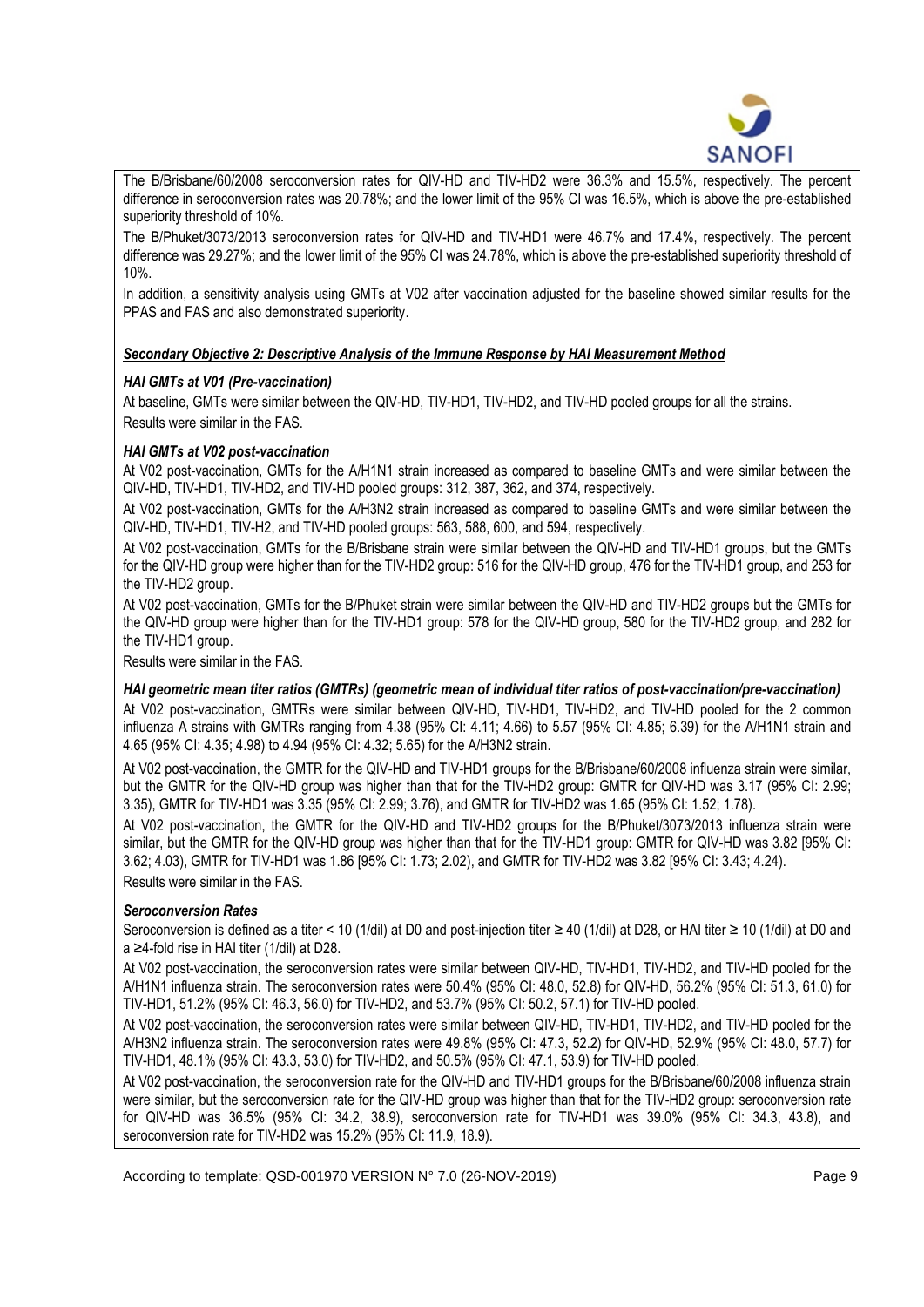The B/Brisbane/60/2008 seroconversion rates for QIV-HD and TIV-HD2 were 36.3% and 15.5%, respectively. The percent difference in seroconversion rates was 20.78%; and the lower limit of the 95% CI was 16.5%, which is above the pre-established superiority threshold of 10%.

The B/Phuket/3073/2013 seroconversion rates for QIV-HD and TIV-HD1 were 46.7% and 17.4%, respectively. The percent difference was 29.27%; and the lower limit of the 95% CI was 24.78%, which is above the pre-established superiority threshold of 10%.

In addition, a sensitivity analysis using GMTs at V02 after vaccination adjusted for the baseline showed similar results for the PPAS and FAS and also demonstrated superiority.

***Secondary Objective 2: Descriptive Analysis of the Immune Response by HAI Measurement Method***

***HAI GMTs at V01 (Pre-vaccination)***

At baseline, GMTs were similar between the QIV-HD, TIV-HD1, TIV-HD2, and TIV-HD pooled groups for all the strains. Results were similar in the FAS.

***HAI GMTs at V02 post-vaccination***

At V02 post-vaccination, GMTs for the A/H1N1 strain increased as compared to baseline GMTs and were similar between the QIV-HD, TIV-HD1, TIV-HD2, and TIV-HD pooled groups: 312, 387, 362, and 374, respectively.

At V02 post-vaccination, GMTs for the A/H3N2 strain increased as compared to baseline GMTs and were similar between the QIV-HD, TIV-HD1, TIV-H2, and TIV-HD pooled groups: 563, 588, 600, and 594, respectively.

At V02 post-vaccination, GMTs for the B/Brisbane strain were similar between the QIV-HD and TIV-HD1 groups, but the GMTs for the QIV-HD group were higher than for the TIV-HD2 group: 516 for the QIV-HD group, 476 for the TIV-HD1 group, and 253 for the TIV-HD2 group.

At V02 post-vaccination, GMTs for the B/Phuket strain were similar between the QIV-HD and TIV-HD2 groups but the GMTs for the QIV-HD group were higher than for the TIV-HD1 group: 578 for the QIV-HD group, 580 for the TIV-HD2 group, and 282 for the TIV-HD1 group.

Results were similar in the FAS.

***HAI geometric mean titer ratios (GMTRs) (geometric mean of individual titer ratios of post-vaccination/pre-vaccination)***

At V02 post-vaccination, GMTRs were similar between QIV-HD, TIV-HD1, TIV-HD2, and TIV-HD pooled for the 2 common influenza A strains with GMTRs ranging from 4.38 (95% CI: 4.11; 4.66) to 5.57 (95% CI: 4.85; 6.39) for the A/H1N1 strain and 4.65 (95% CI: 4.35; 4.98) to 4.94 (95% CI: 4.32; 5.65) for the A/H3N2 strain.

At V02 post-vaccination, the GMTR for the QIV-HD and TIV-HD1 groups for the B/Brisbane/60/2008 influenza strain were similar, but the GMTR for the QIV-HD group was higher than that for the TIV-HD2 group: GMTR for QIV-HD was 3.17 (95% CI: 2.99; 3.35), GMTR for TIV-HD1 was 3.35 (95% CI: 2.99; 3.76), and GMTR for TIV-HD2 was 1.65 (95% CI: 1.52; 1.78).

At V02 post-vaccination, the GMTR for the QIV-HD and TIV-HD2 groups for the B/Phuket/3073/2013 influenza strain were similar, but the GMTR for the QIV-HD group was higher than that for the TIV-HD1 group: GMTR for QIV-HD was 3.82 [95% CI: 3.62; 4.03), GMTR for TIV-HD1 was 1.86 [95% CI: 1.73; 2.02), and GMTR for TIV-HD2 was 3.82 [95% CI: 3.43; 4.24).

Results were similar in the FAS.

***Seroconversion Rates***

Seroconversion is defined as a titer < 10 (1/dil) at D0 and post-injection titer ≥ 40 (1/dil) at D28, or HAI titer ≥ 10 (1/dil) at D0 and a ≥4-fold rise in HAI titer (1/dil) at D28.

At V02 post-vaccination, the seroconversion rates were similar between QIV-HD, TIV-HD1, TIV-HD2, and TIV-HD pooled for the A/H1N1 influenza strain. The seroconversion rates were 50.4% (95% CI: 48.0, 52.8) for QIV-HD, 56.2% (95% CI: 51.3, 61.0) for TIV-HD1, 51.2% (95% CI: 46.3, 56.0) for TIV-HD2, and 53.7% (95% CI: 50.2, 57.1) for TIV-HD pooled.

At V02 post-vaccination, the seroconversion rates were similar between QIV-HD, TIV-HD1, TIV-HD2, and TIV-HD pooled for the A/H3N2 influenza strain. The seroconversion rates were 49.8% (95% CI: 47.3, 52.2) for QIV-HD, 52.9% (95% CI: 48.0, 57.7) for TIV-HD1, 48.1% (95% CI: 43.3, 53.0) for TIV-HD2, and 50.5% (95% CI: 47.1, 53.9) for TIV-HD pooled.

At V02 post-vaccination, the seroconversion rate for the QIV-HD and TIV-HD1 groups for the B/Brisbane/60/2008 influenza strain were similar, but the seroconversion rate for the QIV-HD group was higher than that for the TIV-HD2 group: seroconversion rate for QIV-HD was 36.5% (95% CI: 34.2, 38.9), seroconversion rate for TIV-HD1 was 39.0% (95% CI: 34.3, 43.8), and seroconversion rate for TIV-HD2 was 15.2% (95% CI: 11.9, 18.9).

According to template: QSD-001970 VERSION N° 7.0 (26-NOV-2019)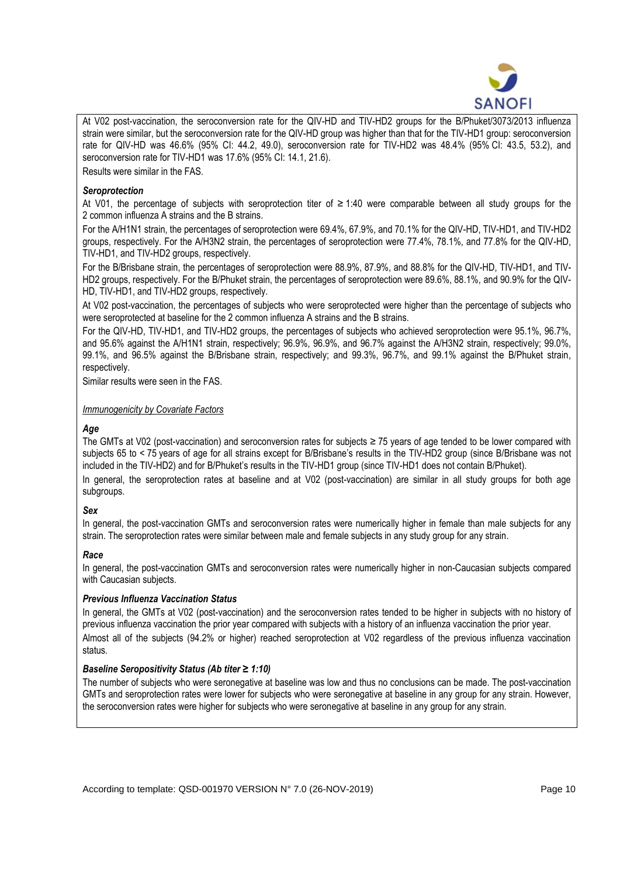At V02 post-vaccination, the seroconversion rate for the QIV-HD and TIV-HD2 groups for the B/Phuket/3073/2013 influenza strain were similar, but the seroconversion rate for the QIV-HD group was higher than that for the TIV-HD1 group: seroconversion rate for QIV-HD was 46.6% (95% CI: 44.2, 49.0), seroconversion rate for TIV-HD2 was 48.4% (95% CI: 43.5, 53.2), and seroconversion rate for TIV-HD1 was 17.6% (95% CI: 14.1, 21.6).

Results were similar in the FAS.

***Seroprotection***

At V01, the percentage of subjects with seroprotection titer of ≥ 1:40 were comparable between all study groups for the 2 common influenza A strains and the B strains.

For the A/H1N1 strain, the percentages of seroprotection were 69.4%, 67.9%, and 70.1% for the QIV-HD, TIV-HD1, and TIV-HD2 groups, respectively. For the A/H3N2 strain, the percentages of seroprotection were 77.4%, 78.1%, and 77.8% for the QIV-HD, TIV-HD1, and TIV-HD2 groups, respectively.

For the B/Brisbane strain, the percentages of seroprotection were 88.9%, 87.9%, and 88.8% for the QIV-HD, TIV-HD1, and TIV-HD2 groups, respectively. For the B/Phuket strain, the percentages of seroprotection were 89.6%, 88.1%, and 90.9% for the QIV-HD, TIV-HD1, and TIV-HD2 groups, respectively.

At V02 post-vaccination, the percentages of subjects who were seroprotected were higher than the percentage of subjects who were seroprotected at baseline for the 2 common influenza A strains and the B strains.

For the QIV-HD, TIV-HD1, and TIV-HD2 groups, the percentages of subjects who achieved seroprotection were 95.1%, 96.7%, and 95.6% against the A/H1N1 strain, respectively; 96.9%, 96.9%, and 96.7% against the A/H3N2 strain, respectively; 99.0%, 99.1%, and 96.5% against the B/Brisbane strain, respectively; and 99.3%, 96.7%, and 99.1% against the B/Phuket strain, respectively.

Similar results were seen in the FAS.

*Immunogenicity by Covariate Factors*

***Age***

The GMTs at V02 (post-vaccination) and seroconversion rates for subjects ≥ 75 years of age tended to be lower compared with subjects 65 to < 75 years of age for all strains except for B/Brisbane's results in the TIV-HD2 group (since B/Brisbane was not included in the TIV-HD2) and for B/Phuket's results in the TIV-HD1 group (since TIV-HD1 does not contain B/Phuket).

In general, the seroprotection rates at baseline and at V02 (post-vaccination) are similar in all study groups for both age subgroups.

***Sex***

In general, the post-vaccination GMTs and seroconversion rates were numerically higher in female than male subjects for any strain. The seroprotection rates were similar between male and female subjects in any study group for any strain.

***Race***

In general, the post-vaccination GMTs and seroconversion rates were numerically higher in non-Caucasian subjects compared with Caucasian subjects.

***Previous Influenza Vaccination Status***

In general, the GMTs at V02 (post-vaccination) and the seroconversion rates tended to be higher in subjects with no history of previous influenza vaccination the prior year compared with subjects with a history of an influenza vaccination the prior year.

Almost all of the subjects (94.2% or higher) reached seroprotection at V02 regardless of the previous influenza vaccination status.

***Baseline Seropositivity Status (Ab titer ≥ 1:10)***

The number of subjects who were seronegative at baseline was low and thus no conclusions can be made. The post-vaccination GMTs and seroprotection rates were lower for subjects who were seronegative at baseline in any group for any strain. However, the seroconversion rates were higher for subjects who were seronegative at baseline in any group for any strain.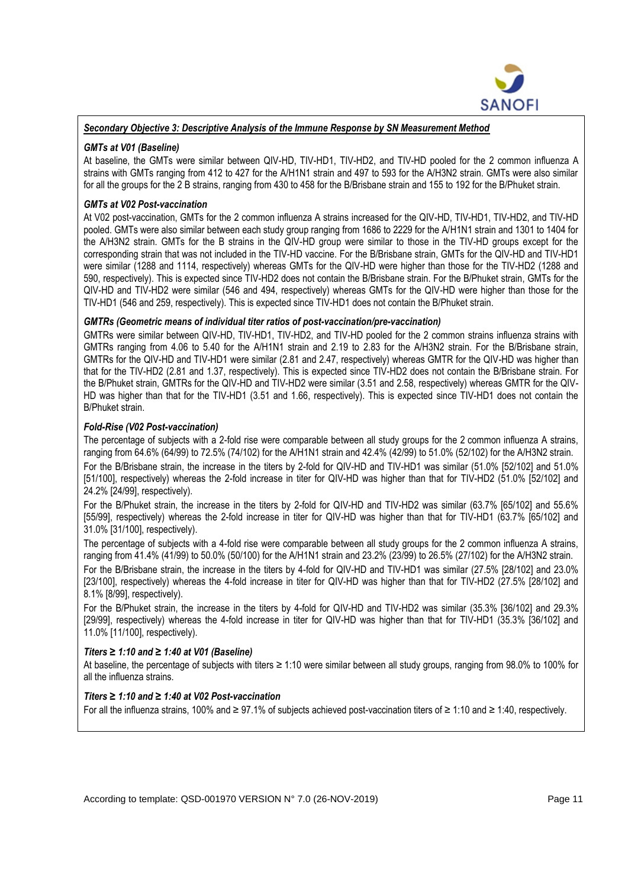***Secondary Objective 3: Descriptive Analysis of the Immune Response by SN Measurement Method***

***GMTs at V01 (Baseline)***

At baseline, the GMTs were similar between QIV-HD, TIV-HD1, TIV-HD2, and TIV-HD pooled for the 2 common influenza A strains with GMTs ranging from 412 to 427 for the A/H1N1 strain and 497 to 593 for the A/H3N2 strain. GMTs were also similar for all the groups for the 2 B strains, ranging from 430 to 458 for the B/Brisbane strain and 155 to 192 for the B/Phuket strain.

***GMTs at V02 Post-vaccination***

At V02 post-vaccination, GMTs for the 2 common influenza A strains increased for the QIV-HD, TIV-HD1, TIV-HD2, and TIV-HD pooled. GMTs were also similar between each study group ranging from 1686 to 2229 for the A/H1N1 strain and 1301 to 1404 for the A/H3N2 strain. GMTs for the B strains in the QIV-HD group were similar to those in the TIV-HD groups except for the corresponding strain that was not included in the TIV-HD vaccine. For the B/Brisbane strain, GMTs for the QIV-HD and TIV-HD1 were similar (1288 and 1114, respectively) whereas GMTs for the QIV-HD were higher than those for the TIV-HD2 (1288 and 590, respectively). This is expected since TIV-HD2 does not contain the B/Brisbane strain. For the B/Phuket strain, GMTs for the QIV-HD and TIV-HD2 were similar (546 and 494, respectively) whereas GMTs for the QIV-HD were higher than those for the TIV-HD1 (546 and 259, respectively). This is expected since TIV-HD1 does not contain the B/Phuket strain.

***GMTRs (Geometric means of individual titer ratios of post-vaccination/pre-vaccination)***

GMTRs were similar between QIV-HD, TIV-HD1, TIV-HD2, and TIV-HD pooled for the 2 common strains influenza strains with GMTRs ranging from 4.06 to 5.40 for the A/H1N1 strain and 2.19 to 2.83 for the A/H3N2 strain. For the B/Brisbane strain, GMTRs for the QIV-HD and TIV-HD1 were similar (2.81 and 2.47, respectively) whereas GMTR for the QIV-HD was higher than that for the TIV-HD2 (2.81 and 1.37, respectively). This is expected since TIV-HD2 does not contain the B/Brisbane strain. For the B/Phuket strain, GMTRs for the QIV-HD and TIV-HD2 were similar (3.51 and 2.58, respectively) whereas GMTR for the QIV-HD was higher than that for the TIV-HD1 (3.51 and 1.66, respectively). This is expected since TIV-HD1 does not contain the B/Phuket strain.

***Fold-Rise (V02 Post-vaccination)***

The percentage of subjects with a 2-fold rise were comparable between all study groups for the 2 common influenza A strains, ranging from 64.6% (64/99) to 72.5% (74/102) for the A/H1N1 strain and 42.4% (42/99) to 51.0% (52/102) for the A/H3N2 strain.

For the B/Brisbane strain, the increase in the titers by 2-fold for QIV-HD and TIV-HD1 was similar (51.0% [52/102] and 51.0% [51/100], respectively) whereas the 2-fold increase in titer for QIV-HD was higher than that for TIV-HD2 (51.0% [52/102] and 24.2% [24/99], respectively).

For the B/Phuket strain, the increase in the titers by 2-fold for QIV-HD and TIV-HD2 was similar (63.7% [65/102] and 55.6% [55/99], respectively) whereas the 2-fold increase in titer for QIV-HD was higher than that for TIV-HD1 (63.7% [65/102] and 31.0% [31/100], respectively).

The percentage of subjects with a 4-fold rise were comparable between all study groups for the 2 common influenza A strains, ranging from 41.4% (41/99) to 50.0% (50/100) for the A/H1N1 strain and 23.2% (23/99) to 26.5% (27/102) for the A/H3N2 strain.

For the B/Brisbane strain, the increase in the titers by 4-fold for QIV-HD and TIV-HD1 was similar (27.5% [28/102] and 23.0% [23/100], respectively) whereas the 4-fold increase in titer for QIV-HD was higher than that for TIV-HD2 (27.5% [28/102] and 8.1% [8/99], respectively).

For the B/Phuket strain, the increase in the titers by 4-fold for QIV-HD and TIV-HD2 was similar (35.3% [36/102] and 29.3% [29/99], respectively) whereas the 4-fold increase in titer for QIV-HD was higher than that for TIV-HD1 (35.3% [36/102] and 11.0% [11/100], respectively).

***Titers ≥ 1:10 and ≥ 1:40 at V01 (Baseline)***

At baseline, the percentage of subjects with titers ≥ 1:10 were similar between all study groups, ranging from 98.0% to 100% for all the influenza strains.

***Titers ≥ 1:10 and ≥ 1:40 at V02 Post-vaccination***

For all the influenza strains, 100% and ≥ 97.1% of subjects achieved post-vaccination titers of ≥ 1:10 and ≥ 1:40, respectively.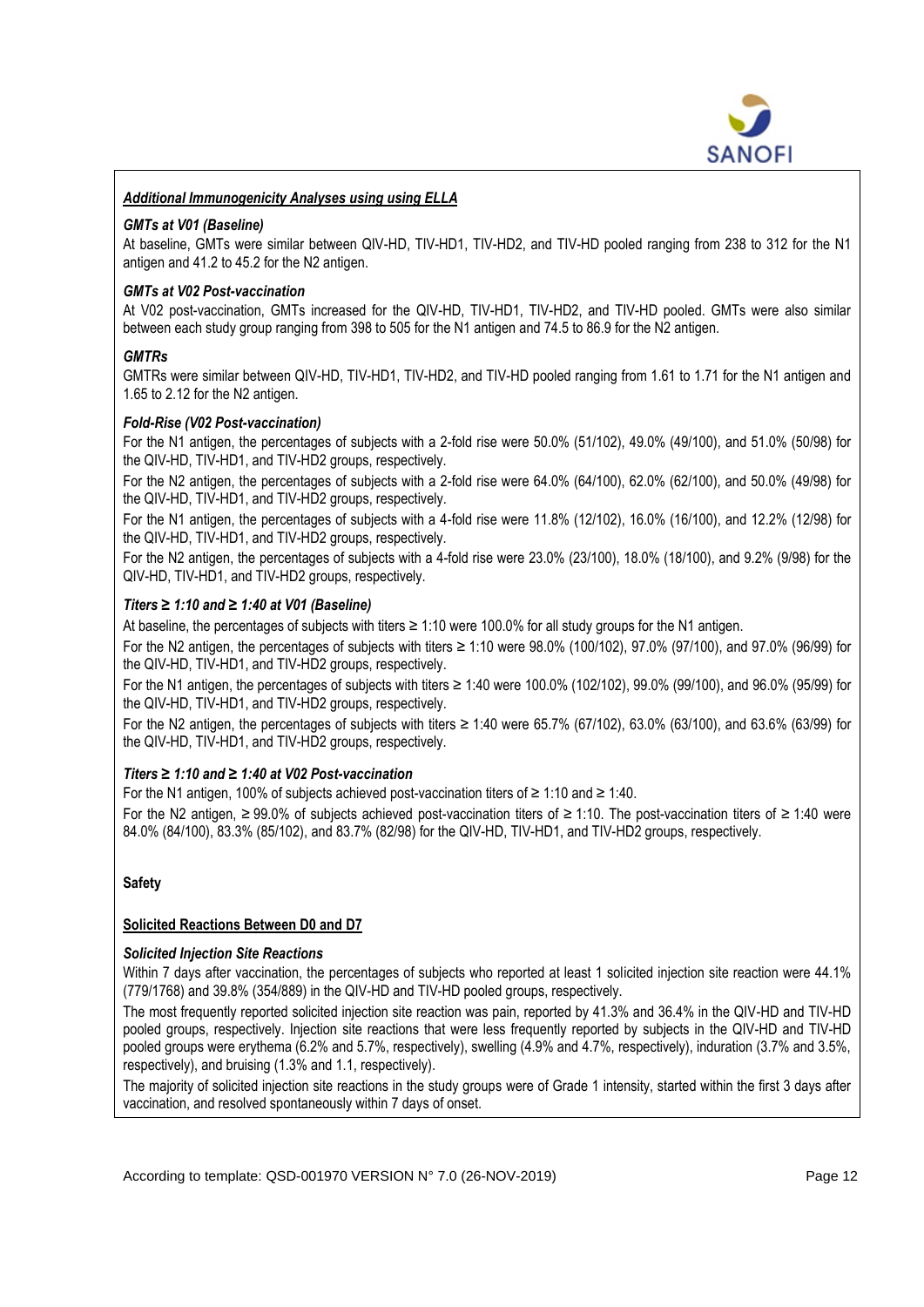***Additional Immunogenicity Analyses using using ELLA***

***GMTs at V01 (Baseline)***

At baseline, GMTs were similar between QIV-HD, TIV-HD1, TIV-HD2, and TIV-HD pooled ranging from 238 to 312 for the N1 antigen and 41.2 to 45.2 for the N2 antigen.

***GMTs at V02 Post-vaccination***

At V02 post-vaccination, GMTs increased for the QIV-HD, TIV-HD1, TIV-HD2, and TIV-HD pooled. GMTs were also similar between each study group ranging from 398 to 505 for the N1 antigen and 74.5 to 86.9 for the N2 antigen.

***GMTRs***

GMTRs were similar between QIV-HD, TIV-HD1, TIV-HD2, and TIV-HD pooled ranging from 1.61 to 1.71 for the N1 antigen and 1.65 to 2.12 for the N2 antigen.

***Fold-Rise (V02 Post-vaccination)***

For the N1 antigen, the percentages of subjects with a 2-fold rise were 50.0% (51/102), 49.0% (49/100), and 51.0% (50/98) for the QIV-HD, TIV-HD1, and TIV-HD2 groups, respectively.

For the N2 antigen, the percentages of subjects with a 2-fold rise were 64.0% (64/100), 62.0% (62/100), and 50.0% (49/98) for the QIV-HD, TIV-HD1, and TIV-HD2 groups, respectively.

For the N1 antigen, the percentages of subjects with a 4-fold rise were 11.8% (12/102), 16.0% (16/100), and 12.2% (12/98) for the QIV-HD, TIV-HD1, and TIV-HD2 groups, respectively.

For the N2 antigen, the percentages of subjects with a 4-fold rise were 23.0% (23/100), 18.0% (18/100), and 9.2% (9/98) for the QIV-HD, TIV-HD1, and TIV-HD2 groups, respectively.

***Titers ≥ 1:10 and ≥ 1:40 at V01 (Baseline)***

At baseline, the percentages of subjects with titers ≥ 1:10 were 100.0% for all study groups for the N1 antigen.

For the N2 antigen, the percentages of subjects with titers ≥ 1:10 were 98.0% (100/102), 97.0% (97/100), and 97.0% (96/99) for the QIV-HD, TIV-HD1, and TIV-HD2 groups, respectively.

For the N1 antigen, the percentages of subjects with titers ≥ 1:40 were 100.0% (102/102), 99.0% (99/100), and 96.0% (95/99) for the QIV-HD, TIV-HD1, and TIV-HD2 groups, respectively.

For the N2 antigen, the percentages of subjects with titers ≥ 1:40 were 65.7% (67/102), 63.0% (63/100), and 63.6% (63/99) for the QIV-HD, TIV-HD1, and TIV-HD2 groups, respectively.

***Titers ≥ 1:10 and ≥ 1:40 at V02 Post-vaccination***

For the N1 antigen, 100% of subjects achieved post-vaccination titers of ≥ 1:10 and ≥ 1:40.

For the N2 antigen, ≥ 99.0% of subjects achieved post-vaccination titers of ≥ 1:10. The post-vaccination titers of ≥ 1:40 were 84.0% (84/100), 83.3% (85/102), and 83.7% (82/98) for the QIV-HD, TIV-HD1, and TIV-HD2 groups, respectively.

**Safety**

**Solicited Reactions Between D0 and D7**

***Solicited Injection Site Reactions***

Within 7 days after vaccination, the percentages of subjects who reported at least 1 solicited injection site reaction were 44.1% (779/1768) and 39.8% (354/889) in the QIV-HD and TIV-HD pooled groups, respectively.

The most frequently reported solicited injection site reaction was pain, reported by 41.3% and 36.4% in the QIV-HD and TIV-HD pooled groups, respectively. Injection site reactions that were less frequently reported by subjects in the QIV-HD and TIV-HD pooled groups were erythema (6.2% and 5.7%, respectively), swelling (4.9% and 4.7%, respectively), induration (3.7% and 3.5%, respectively), and bruising (1.3% and 1.1, respectively).

The majority of solicited injection site reactions in the study groups were of Grade 1 intensity, started within the first 3 days after vaccination, and resolved spontaneously within 7 days of onset.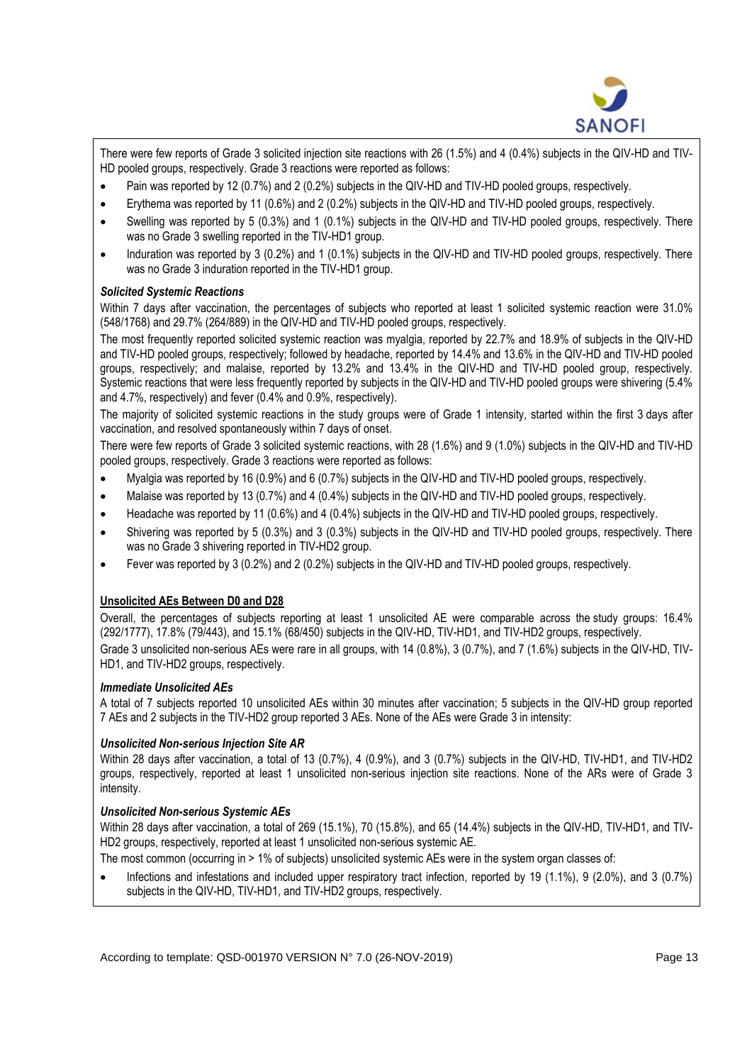There were few reports of Grade 3 solicited injection site reactions with 26 (1.5%) and 4 (0.4%) subjects in the QIV-HD and TIV-HD pooled groups, respectively. Grade 3 reactions were reported as follows:

- Pain was reported by 12 (0.7%) and 2 (0.2%) subjects in the QIV-HD and TIV-HD pooled groups, respectively.
- Erythema was reported by 11 (0.6%) and 2 (0.2%) subjects in the QIV-HD and TIV-HD pooled groups, respectively.
- Swelling was reported by 5 (0.3%) and 1 (0.1%) subjects in the QIV-HD and TIV-HD pooled groups, respectively. There was no Grade 3 swelling reported in the TIV-HD1 group.
- Induration was reported by 3 (0.2%) and 1 (0.1%) subjects in the QIV-HD and TIV-HD pooled groups, respectively. There was no Grade 3 induration reported in the TIV-HD1 group.

***Solicited Systemic Reactions***

Within 7 days after vaccination, the percentages of subjects who reported at least 1 solicited systemic reaction were 31.0% (548/1768) and 29.7% (264/889) in the QIV-HD and TIV-HD pooled groups, respectively.

The most frequently reported solicited systemic reaction was myalgia, reported by 22.7% and 18.9% of subjects in the QIV-HD and TIV-HD pooled groups, respectively; followed by headache, reported by 14.4% and 13.6% in the QIV-HD and TIV-HD pooled groups, respectively; and malaise, reported by 13.2% and 13.4% in the QIV-HD and TIV-HD pooled group, respectively. Systemic reactions that were less frequently reported by subjects in the QIV-HD and TIV-HD pooled groups were shivering (5.4% and 4.7%, respectively) and fever (0.4% and 0.9%, respectively).

The majority of solicited systemic reactions in the study groups were of Grade 1 intensity, started within the first 3 days after vaccination, and resolved spontaneously within 7 days of onset.

There were few reports of Grade 3 solicited systemic reactions, with 28 (1.6%) and 9 (1.0%) subjects in the QIV-HD and TIV-HD pooled groups, respectively. Grade 3 reactions were reported as follows:

- Myalgia was reported by 16 (0.9%) and 6 (0.7%) subjects in the QIV-HD and TIV-HD pooled groups, respectively.
- Malaise was reported by 13 (0.7%) and 4 (0.4%) subjects in the QIV-HD and TIV-HD pooled groups, respectively.
- Headache was reported by 11 (0.6%) and 4 (0.4%) subjects in the QIV-HD and TIV-HD pooled groups, respectively.
- Shivering was reported by 5 (0.3%) and 3 (0.3%) subjects in the QIV-HD and TIV-HD pooled groups, respectively. There was no Grade 3 shivering reported in TIV-HD2 group.
- Fever was reported by 3 (0.2%) and 2 (0.2%) subjects in the QIV-HD and TIV-HD pooled groups, respectively.

**Unsolicited AEs Between D0 and D28**

Overall, the percentages of subjects reporting at least 1 unsolicited AE were comparable across the study groups: 16.4% (292/1777), 17.8% (79/443), and 15.1% (68/450) subjects in the QIV-HD, TIV-HD1, and TIV-HD2 groups, respectively.

Grade 3 unsolicited non-serious AEs were rare in all groups, with 14 (0.8%), 3 (0.7%), and 7 (1.6%) subjects in the QIV-HD, TIV-HD1, and TIV-HD2 groups, respectively.

***Immediate Unsolicited AEs***

A total of 7 subjects reported 10 unsolicited AEs within 30 minutes after vaccination; 5 subjects in the QIV-HD group reported 7 AEs and 2 subjects in the TIV-HD2 group reported 3 AEs. None of the AEs were Grade 3 in intensity:

***Unsolicited Non-serious Injection Site AR***

Within 28 days after vaccination, a total of 13 (0.7%), 4 (0.9%), and 3 (0.7%) subjects in the QIV-HD, TIV-HD1, and TIV-HD2 groups, respectively, reported at least 1 unsolicited non-serious injection site reactions. None of the ARs were of Grade 3 intensity.

***Unsolicited Non-serious Systemic AEs***

Within 28 days after vaccination, a total of 269 (15.1%), 70 (15.8%), and 65 (14.4%) subjects in the QIV-HD, TIV-HD1, and TIV-HD2 groups, respectively, reported at least 1 unsolicited non-serious systemic AE.

The most common (occurring in > 1% of subjects) unsolicited systemic AEs were in the system organ classes of:

- Infections and infestations and included upper respiratory tract infection, reported by 19 (1.1%), 9 (2.0%), and 3 (0.7%) subjects in the QIV-HD, TIV-HD1, and TIV-HD2 groups, respectively.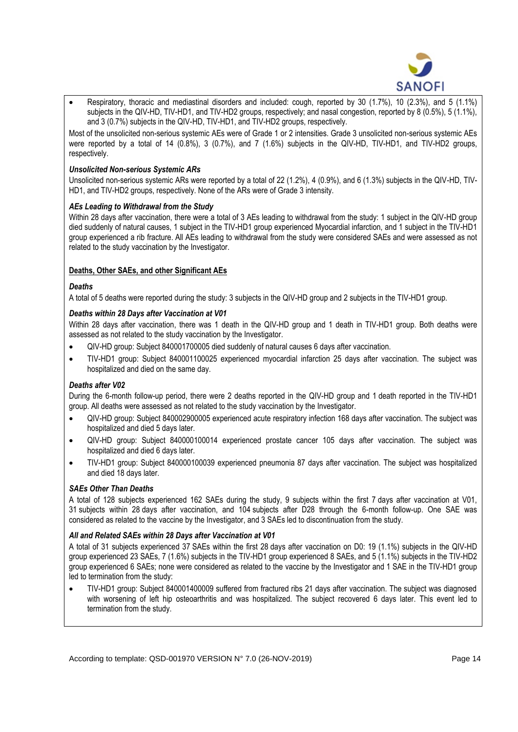- Respiratory, thoracic and mediastinal disorders and included: cough, reported by 30 (1.7%), 10 (2.3%), and 5 (1.1%) subjects in the QIV-HD, TIV-HD1, and TIV-HD2 groups, respectively; and nasal congestion, reported by 8 (0.5%), 5 (1.1%), and 3 (0.7%) subjects in the QIV-HD, TIV-HD1, and TIV-HD2 groups, respectively.

Most of the unsolicited non-serious systemic AEs were of Grade 1 or 2 intensities. Grade 3 unsolicited non-serious systemic AEs were reported by a total of 14 (0.8%), 3 (0.7%), and 7 (1.6%) subjects in the QIV-HD, TIV-HD1, and TIV-HD2 groups, respectively.

***Unsolicited Non-serious Systemic ARs***

Unsolicited non-serious systemic ARs were reported by a total of 22 (1.2%), 4 (0.9%), and 6 (1.3%) subjects in the QIV-HD, TIV-HD1, and TIV-HD2 groups, respectively. None of the ARs were of Grade 3 intensity.

***AEs Leading to Withdrawal from the Study***

Within 28 days after vaccination, there were a total of 3 AEs leading to withdrawal from the study: 1 subject in the QIV-HD group died suddenly of natural causes, 1 subject in the TIV-HD1 group experienced Myocardial infarction, and 1 subject in the TIV-HD1 group experienced a rib fracture. All AEs leading to withdrawal from the study were considered SAEs and were assessed as not related to the study vaccination by the Investigator.

**Deaths, Other SAEs, and other Significant AEs**

***Deaths***

A total of 5 deaths were reported during the study: 3 subjects in the QIV-HD group and 2 subjects in the TIV-HD1 group.

***Deaths within 28 Days after Vaccination at V01***

Within 28 days after vaccination, there was 1 death in the QIV-HD group and 1 death in TIV-HD1 group. Both deaths were assessed as not related to the study vaccination by the Investigator.

- QIV-HD group: Subject 840001700005 died suddenly of natural causes 6 days after vaccination.
- TIV-HD1 group: Subject 840001100025 experienced myocardial infarction 25 days after vaccination. The subject was hospitalized and died on the same day.

***Deaths after V02***

During the 6-month follow-up period, there were 2 deaths reported in the QIV-HD group and 1 death reported in the TIV-HD1 group. All deaths were assessed as not related to the study vaccination by the Investigator.

- QIV-HD group: Subject 840002900005 experienced acute respiratory infection 168 days after vaccination. The subject was hospitalized and died 5 days later.
- QIV-HD group: Subject 840000100014 experienced prostate cancer 105 days after vaccination. The subject was hospitalized and died 6 days later.
- TIV-HD1 group: Subject 840000100039 experienced pneumonia 87 days after vaccination. The subject was hospitalized and died 18 days later.

***SAEs Other Than Deaths***

A total of 128 subjects experienced 162 SAEs during the study, 9 subjects within the first 7 days after vaccination at V01, 31 subjects within 28 days after vaccination, and 104 subjects after D28 through the 6-month follow-up. One SAE was considered as related to the vaccine by the Investigator, and 3 SAEs led to discontinuation from the study.

***All and Related SAEs within 28 Days after Vaccination at V01***

A total of 31 subjects experienced 37 SAEs within the first 28 days after vaccination on D0: 19 (1.1%) subjects in the QIV-HD group experienced 23 SAEs, 7 (1.6%) subjects in the TIV-HD1 group experienced 8 SAEs, and 5 (1.1%) subjects in the TIV-HD2 group experienced 6 SAEs; none were considered as related to the vaccine by the Investigator and 1 SAE in the TIV-HD1 group led to termination from the study:

- TIV-HD1 group: Subject 840001400009 suffered from fractured ribs 21 days after vaccination. The subject was diagnosed with worsening of left hip osteoarthritis and was hospitalized. The subject recovered 6 days later. This event led to termination from the study.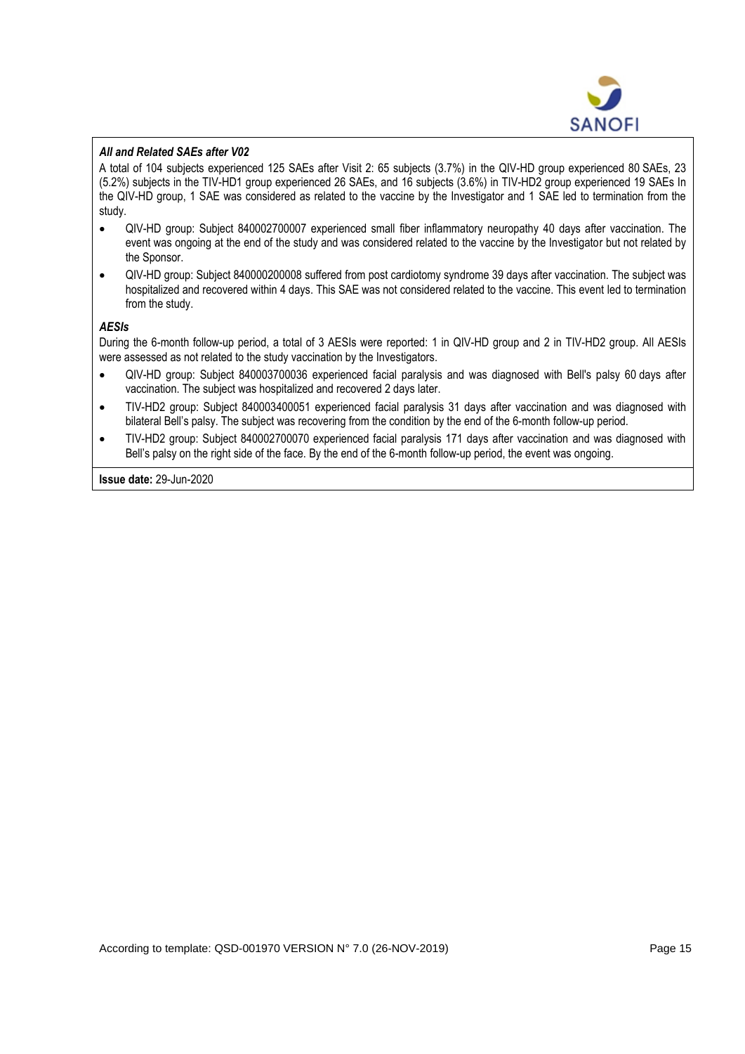***All and Related SAEs after V02***

A total of 104 subjects experienced 125 SAEs after Visit 2: 65 subjects (3.7%) in the QIV-HD group experienced 80 SAEs, 23 (5.2%) subjects in the TIV-HD1 group experienced 26 SAEs, and 16 subjects (3.6%) in TIV-HD2 group experienced 19 SAEs In the QIV-HD group, 1 SAE was considered as related to the vaccine by the Investigator and 1 SAE led to termination from the study.

- QIV-HD group: Subject 840002700007 experienced small fiber inflammatory neuropathy 40 days after vaccination. The event was ongoing at the end of the study and was considered related to the vaccine by the Investigator but not related by the Sponsor.
- QIV-HD group: Subject 840000200008 suffered from post cardiotomy syndrome 39 days after vaccination. The subject was hospitalized and recovered within 4 days. This SAE was not considered related to the vaccine. This event led to termination from the study.

***AESIs***

During the 6-month follow-up period, a total of 3 AESIs were reported: 1 in QIV-HD group and 2 in TIV-HD2 group. All AESIs were assessed as not related to the study vaccination by the Investigators.

- QIV-HD group: Subject 840003700036 experienced facial paralysis and was diagnosed with Bell's palsy 60 days after vaccination. The subject was hospitalized and recovered 2 days later.
- TIV-HD2 group: Subject 840003400051 experienced facial paralysis 31 days after vaccination and was diagnosed with bilateral Bell's palsy. The subject was recovering from the condition by the end of the 6-month follow-up period.
- TIV-HD2 group: Subject 840002700070 experienced facial paralysis 171 days after vaccination and was diagnosed with Bell's palsy on the right side of the face. By the end of the 6-month follow-up period, the event was ongoing.

**Issue date:** 29-Jun-2020